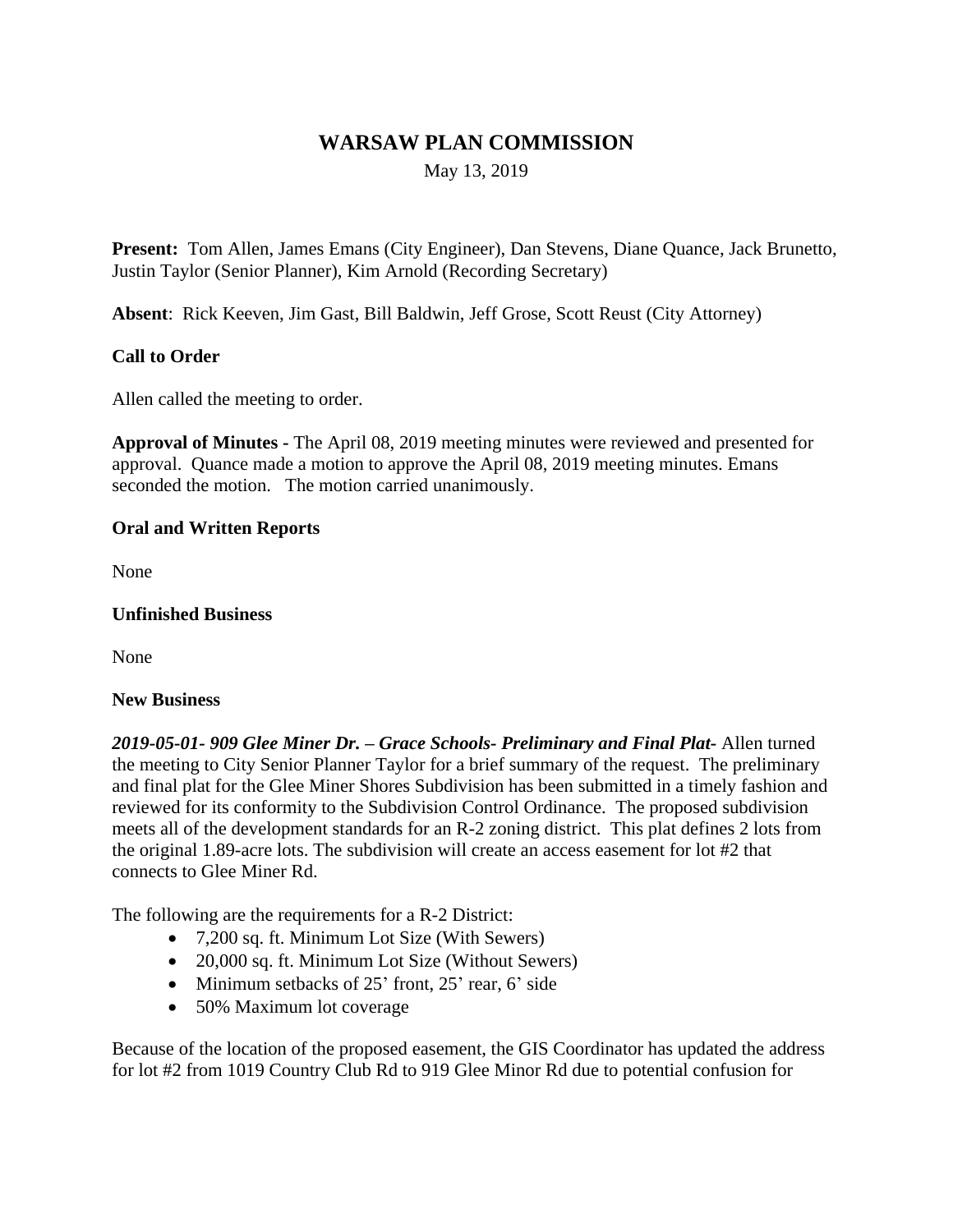# WARSAW PLAN COMMISSION

May 13, 2019

**Present:** Tom Allen, James Emans (City Engineer), Dan Stevens, Diane Quance, Jack Brunetto, Justin Taylor (Senior Planner), Kim Arnold (Recording Secretary)

**Absent**: Rick Keeven, Jim Gast, Bill Baldwin, Jeff Grose, Scott Reust (City Attorney)

**Call to Order**

Allen called the meeting to order.

**Approval of Minutes -** The April 08, 2019 meeting minutes were reviewed and presented for approval. Quance made a motion to approve the April 08, 2019 meeting minutes. Emans seconded the motion. The motion carried unanimously.

**Oral and Written Reports**

None

**Unfinished Business**

None

**New Business**

***2019-05-01- 909 Glee Miner Dr. – Grace Schools- Preliminary and Final Plat-*** Allen turned the meeting to City Senior Planner Taylor for a brief summary of the request. The preliminary and final plat for the Glee Miner Shores Subdivision has been submitted in a timely fashion and reviewed for its conformity to the Subdivision Control Ordinance. The proposed subdivision meets all of the development standards for an R-2 zoning district. This plat defines 2 lots from the original 1.89-acre lots. The subdivision will create an access easement for lot #2 that connects to Glee Miner Rd.

The following are the requirements for a R-2 District:

- 7,200 sq. ft. Minimum Lot Size (With Sewers)
- 20,000 sq. ft. Minimum Lot Size (Without Sewers)
- Minimum setbacks of 25' front, 25' rear, 6' side
- 50% Maximum lot coverage

Because of the location of the proposed easement, the GIS Coordinator has updated the address for lot #2 from 1019 Country Club Rd to 919 Glee Minor Rd due to potential confusion for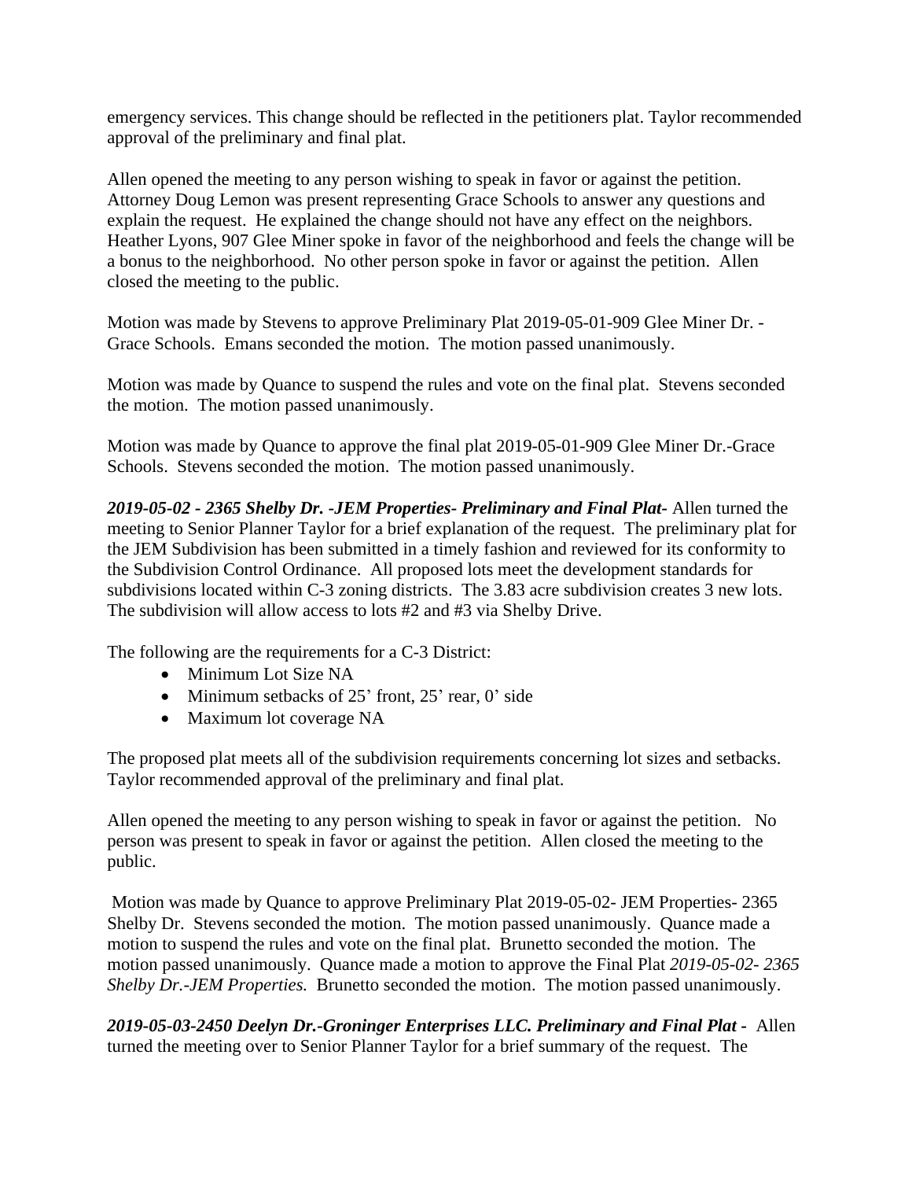emergency services. This change should be reflected in the petitioners plat. Taylor recommended approval of the preliminary and final plat.

Allen opened the meeting to any person wishing to speak in favor or against the petition. Attorney Doug Lemon was present representing Grace Schools to answer any questions and explain the request. He explained the change should not have any effect on the neighbors. Heather Lyons, 907 Glee Miner spoke in favor of the neighborhood and feels the change will be a bonus to the neighborhood. No other person spoke in favor or against the petition. Allen closed the meeting to the public.

Motion was made by Stevens to approve Preliminary Plat 2019-05-01-909 Glee Miner Dr. - Grace Schools. Emans seconded the motion. The motion passed unanimously.

Motion was made by Quance to suspend the rules and vote on the final plat. Stevens seconded the motion. The motion passed unanimously.

Motion was made by Quance to approve the final plat 2019-05-01-909 Glee Miner Dr.-Grace Schools. Stevens seconded the motion. The motion passed unanimously.

***2019-05-02 - 2365 Shelby Dr. -JEM Properties- Preliminary and Final Plat-*** Allen turned the meeting to Senior Planner Taylor for a brief explanation of the request. The preliminary plat for the JEM Subdivision has been submitted in a timely fashion and reviewed for its conformity to the Subdivision Control Ordinance. All proposed lots meet the development standards for subdivisions located within C-3 zoning districts. The 3.83 acre subdivision creates 3 new lots. The subdivision will allow access to lots #2 and #3 via Shelby Drive.

The following are the requirements for a C-3 District:

- Minimum Lot Size NA
- Minimum setbacks of 25' front, 25' rear, 0' side
- Maximum lot coverage NA

The proposed plat meets all of the subdivision requirements concerning lot sizes and setbacks. Taylor recommended approval of the preliminary and final plat.

Allen opened the meeting to any person wishing to speak in favor or against the petition. No person was present to speak in favor or against the petition. Allen closed the meeting to the public.

Motion was made by Quance to approve Preliminary Plat 2019-05-02- JEM Properties- 2365 Shelby Dr. Stevens seconded the motion. The motion passed unanimously. Quance made a motion to suspend the rules and vote on the final plat. Brunetto seconded the motion. The motion passed unanimously. Quance made a motion to approve the Final Plat *2019-05-02- 2365 Shelby Dr.-JEM Properties.* Brunetto seconded the motion. The motion passed unanimously.

***2019-05-03-2450 Deelyn Dr.-Groninger Enterprises LLC. Preliminary and Final Plat -*** Allen turned the meeting over to Senior Planner Taylor for a brief summary of the request. The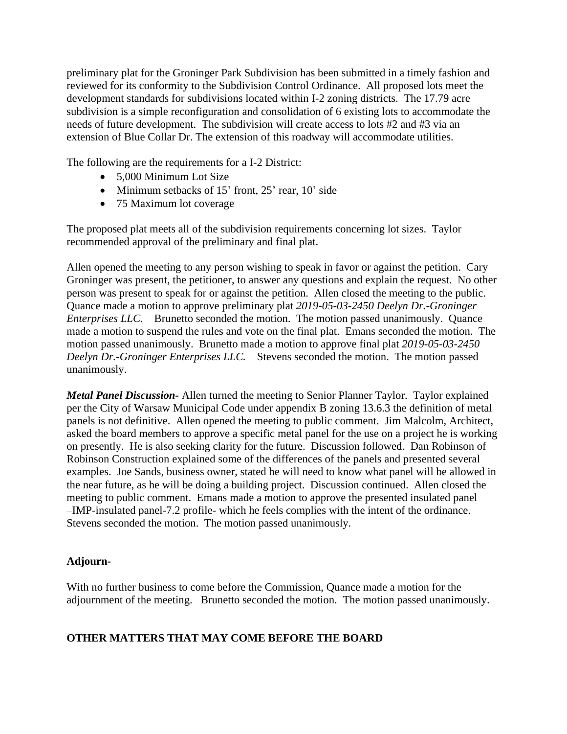preliminary plat for the Groninger Park Subdivision has been submitted in a timely fashion and reviewed for its conformity to the Subdivision Control Ordinance. All proposed lots meet the development standards for subdivisions located within I-2 zoning districts. The 17.79 acre subdivision is a simple reconfiguration and consolidation of 6 existing lots to accommodate the needs of future development. The subdivision will create access to lots #2 and #3 via an extension of Blue Collar Dr. The extension of this roadway will accommodate utilities.

The following are the requirements for a I-2 District:

- 5,000 Minimum Lot Size
- Minimum setbacks of 15' front, 25' rear, 10' side
- 75 Maximum lot coverage

The proposed plat meets all of the subdivision requirements concerning lot sizes. Taylor recommended approval of the preliminary and final plat.

Allen opened the meeting to any person wishing to speak in favor or against the petition. Cary Groninger was present, the petitioner, to answer any questions and explain the request. No other person was present to speak for or against the petition. Allen closed the meeting to the public. Quance made a motion to approve preliminary plat *2019-05-03-2450 Deelyn Dr.-Groninger Enterprises LLC.* Brunetto seconded the motion. The motion passed unanimously. Quance made a motion to suspend the rules and vote on the final plat. Emans seconded the motion. The motion passed unanimously. Brunetto made a motion to approve final plat *2019-05-03-2450 Deelyn Dr.-Groninger Enterprises LLC.* Stevens seconded the motion. The motion passed unanimously.

***Metal Panel Discussion-*** Allen turned the meeting to Senior Planner Taylor. Taylor explained per the City of Warsaw Municipal Code under appendix B zoning 13.6.3 the definition of metal panels is not definitive. Allen opened the meeting to public comment. Jim Malcolm, Architect, asked the board members to approve a specific metal panel for the use on a project he is working on presently. He is also seeking clarity for the future. Discussion followed. Dan Robinson of Robinson Construction explained some of the differences of the panels and presented several examples. Joe Sands, business owner, stated he will need to know what panel will be allowed in the near future, as he will be doing a building project. Discussion continued. Allen closed the meeting to public comment. Emans made a motion to approve the presented insulated panel –IMP-insulated panel-7.2 profile- which he feels complies with the intent of the ordinance. Stevens seconded the motion. The motion passed unanimously.

**Adjourn-**

With no further business to come before the Commission, Quance made a motion for the adjournment of the meeting. Brunetto seconded the motion. The motion passed unanimously.

**OTHER MATTERS THAT MAY COME BEFORE THE BOARD**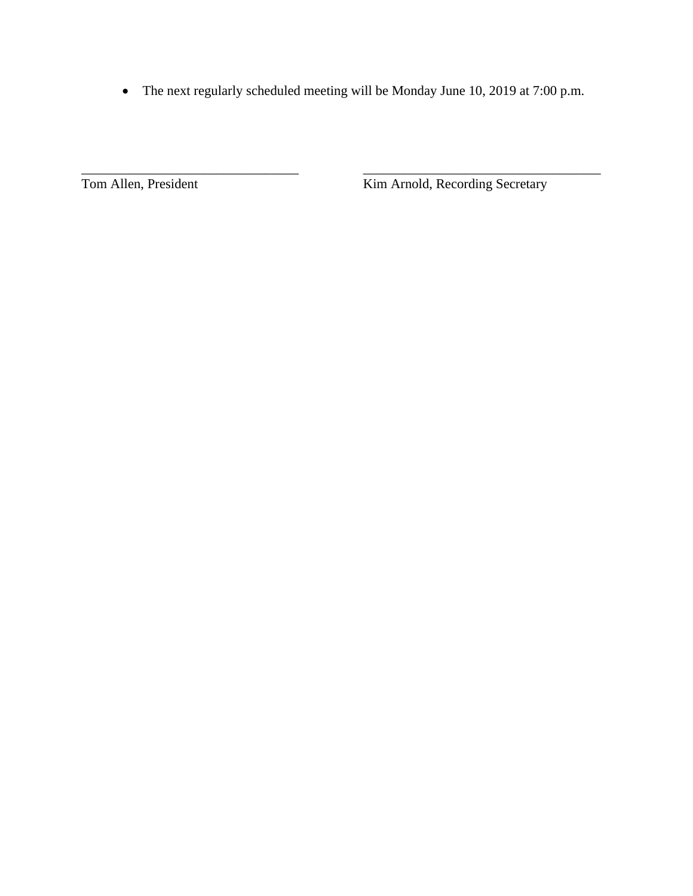- The next regularly scheduled meeting will be Monday June 10, 2019 at 7:00 p.m.

| | |
|---|---|
| _______________________________ | __________________________________ |
| Tom Allen, President | Kim Arnold, Recording Secretary |